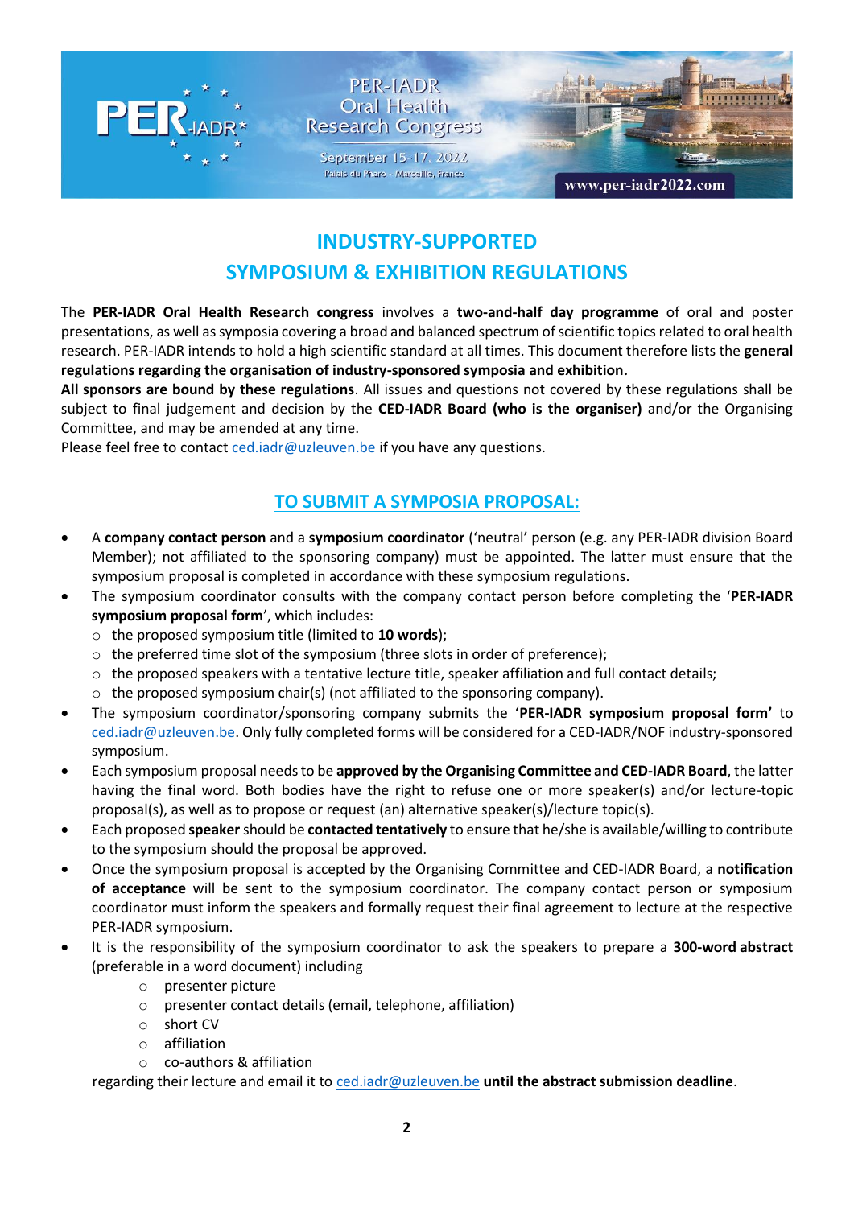# INDUSTRY-SUPPORTED SYMPOSIUM & EXHIBITION REGULATIONS

The **PER-IADR Oral Health Research congress** involves a **two-and-half day programme** of oral and poster presentations, as well as symposia covering a broad and balanced spectrum of scientific topics related to oral health research. PER-IADR intends to hold a high scientific standard at all times. This document therefore lists the **general regulations regarding the organisation of industry-sponsored symposia and exhibition.**

**All sponsors are bound by these regulations**. All issues and questions not covered by these regulations shall be subject to final judgement and decision by the **CED-IADR Board (who is the organiser)** and/or the Organising Committee, and may be amended at any time.

Please feel free to contact ced.iadr@uzleuven.be if you have any questions.

## TO SUBMIT A SYMPOSIA PROPOSAL:

- A **company contact person** and a **symposium coordinator** ('neutral' person (e.g. any PER-IADR division Board Member); not affiliated to the sponsoring company) must be appointed. The latter must ensure that the symposium proposal is completed in accordance with these symposium regulations.
- The symposium coordinator consults with the company contact person before completing the '**PER-IADR symposium proposal form**', which includes:
  - the proposed symposium title (limited to **10 words**);
  - the preferred time slot of the symposium (three slots in order of preference);
  - the proposed speakers with a tentative lecture title, speaker affiliation and full contact details;
  - the proposed symposium chair(s) (not affiliated to the sponsoring company).
- The symposium coordinator/sponsoring company submits the '**PER-IADR symposium proposal form'** to ced.iadr@uzleuven.be. Only fully completed forms will be considered for a CED-IADR/NOF industry-sponsored symposium.
- Each symposium proposal needs to be **approved by the Organising Committee and CED-IADR Board**, the latter having the final word. Both bodies have the right to refuse one or more speaker(s) and/or lecture-topic proposal(s), as well as to propose or request (an) alternative speaker(s)/lecture topic(s).
- Each proposed **speaker** should be **contacted tentatively** to ensure that he/she is available/willing to contribute to the symposium should the proposal be approved.
- Once the symposium proposal is accepted by the Organising Committee and CED-IADR Board, a **notification of acceptance** will be sent to the symposium coordinator. The company contact person or symposium coordinator must inform the speakers and formally request their final agreement to lecture at the respective PER-IADR symposium.
- It is the responsibility of the symposium coordinator to ask the speakers to prepare a **300-word abstract** (preferable in a word document) including
  - presenter picture
  - presenter contact details (email, telephone, affiliation)
  - short CV
  - affiliation
  - co-authors & affiliation

  regarding their lecture and email it to ced.iadr@uzleuven.be **until the abstract submission deadline**.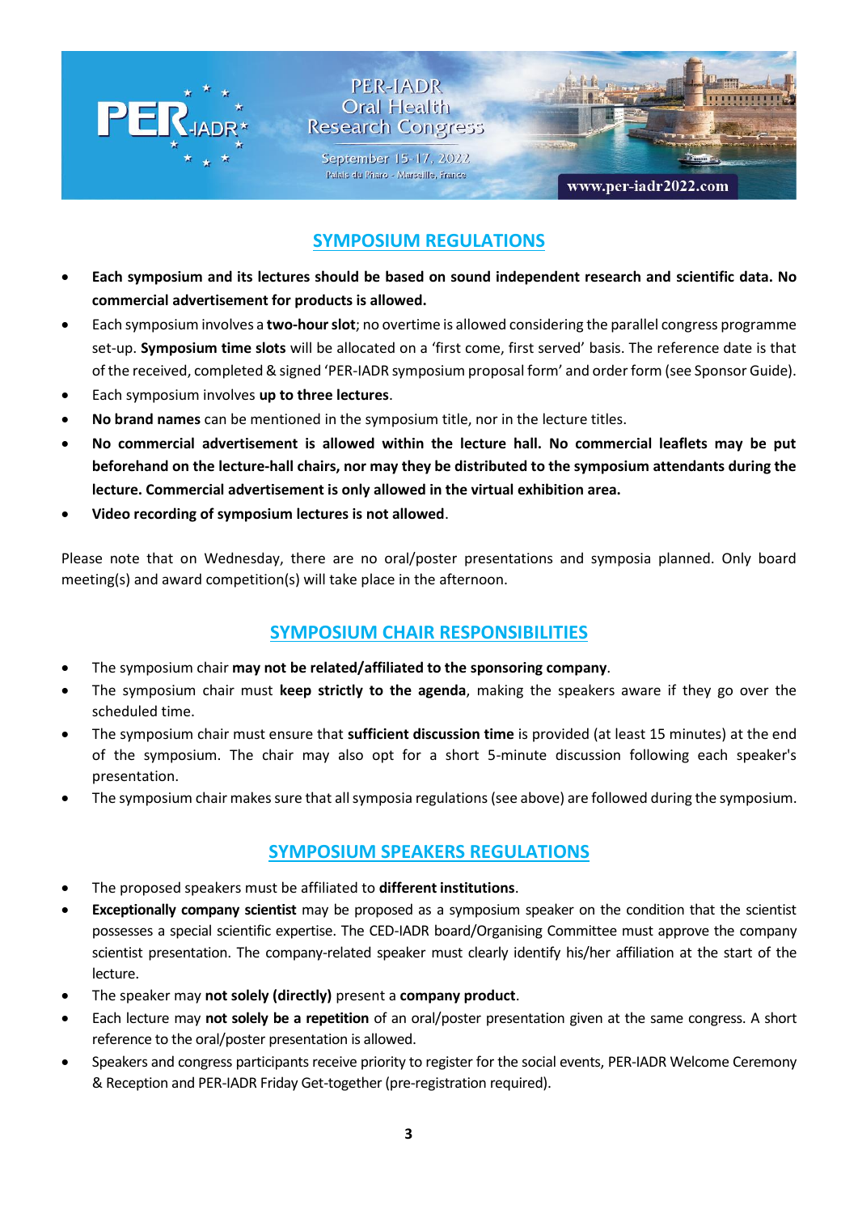## SYMPOSIUM REGULATIONS

- **Each symposium and its lectures should be based on sound independent research and scientific data. No commercial advertisement for products is allowed.**
- Each symposium involves a **two-hour slot**; no overtime is allowed considering the parallel congress programme set-up. **Symposium time slots** will be allocated on a 'first come, first served' basis. The reference date is that of the received, completed & signed 'PER-IADR symposium proposal form' and order form (see Sponsor Guide).
- Each symposium involves **up to three lectures**.
- **No brand names** can be mentioned in the symposium title, nor in the lecture titles.
- **No commercial advertisement is allowed within the lecture hall. No commercial leaflets may be put beforehand on the lecture-hall chairs, nor may they be distributed to the symposium attendants during the lecture. Commercial advertisement is only allowed in the virtual exhibition area.**
- **Video recording of symposium lectures is not allowed**.

Please note that on Wednesday, there are no oral/poster presentations and symposia planned. Only board meeting(s) and award competition(s) will take place in the afternoon.

## SYMPOSIUM CHAIR RESPONSIBILITIES

- The symposium chair **may not be related/affiliated to the sponsoring company**.
- The symposium chair must **keep strictly to the agenda**, making the speakers aware if they go over the scheduled time.
- The symposium chair must ensure that **sufficient discussion time** is provided (at least 15 minutes) at the end of the symposium. The chair may also opt for a short 5-minute discussion following each speaker's presentation.
- The symposium chair makes sure that all symposia regulations (see above) are followed during the symposium.

## SYMPOSIUM SPEAKERS REGULATIONS

- The proposed speakers must be affiliated to **different institutions**.
- **Exceptionally company scientist** may be proposed as a symposium speaker on the condition that the scientist possesses a special scientific expertise. The CED-IADR board/Organising Committee must approve the company scientist presentation. The company-related speaker must clearly identify his/her affiliation at the start of the lecture.
- The speaker may **not solely (directly)** present a **company product**.
- Each lecture may **not solely be a repetition** of an oral/poster presentation given at the same congress. A short reference to the oral/poster presentation is allowed.
- Speakers and congress participants receive priority to register for the social events, PER-IADR Welcome Ceremony & Reception and PER-IADR Friday Get-together (pre-registration required).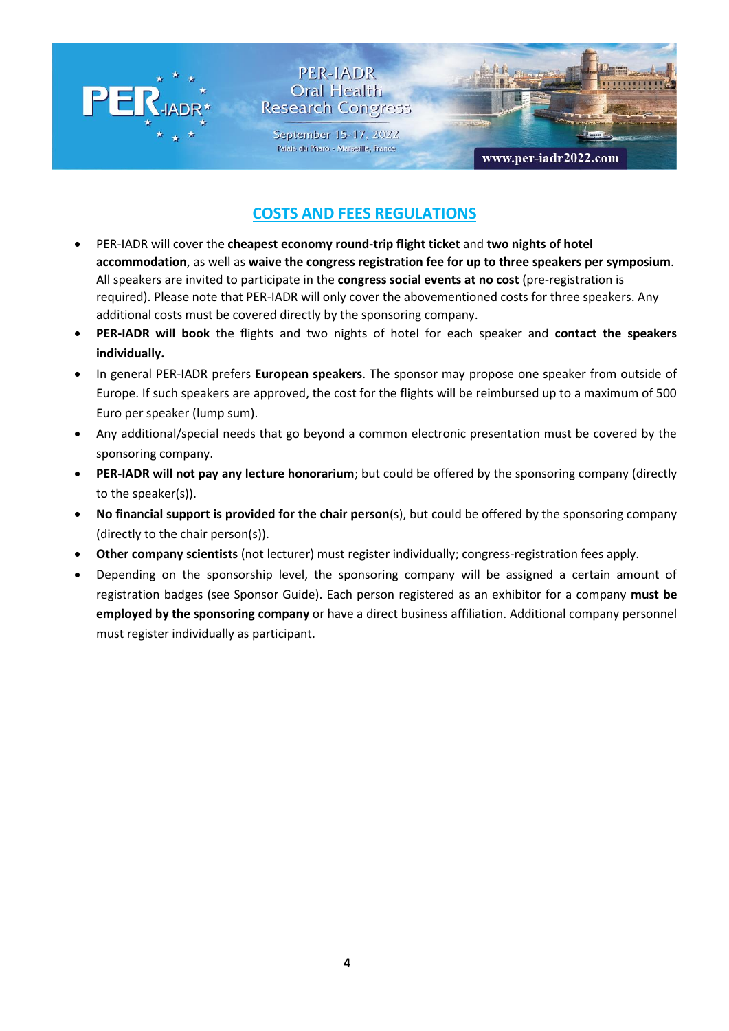## COSTS AND FEES REGULATIONS

- PER-IADR will cover the **cheapest economy round-trip flight ticket** and **two nights of hotel accommodation**, as well as **waive the congress registration fee for up to three speakers per symposium**. All speakers are invited to participate in the **congress social events at no cost** (pre-registration is required). Please note that PER-IADR will only cover the abovementioned costs for three speakers. Any additional costs must be covered directly by the sponsoring company.
- **PER-IADR will book** the flights and two nights of hotel for each speaker and **contact the speakers individually.**
- In general PER-IADR prefers **European speakers**. The sponsor may propose one speaker from outside of Europe. If such speakers are approved, the cost for the flights will be reimbursed up to a maximum of 500 Euro per speaker (lump sum).
- Any additional/special needs that go beyond a common electronic presentation must be covered by the sponsoring company.
- **PER-IADR will not pay any lecture honorarium**; but could be offered by the sponsoring company (directly to the speaker(s)).
- **No financial support is provided for the chair person**(s), but could be offered by the sponsoring company (directly to the chair person(s)).
- **Other company scientists** (not lecturer) must register individually; congress-registration fees apply.
- Depending on the sponsorship level, the sponsoring company will be assigned a certain amount of registration badges (see Sponsor Guide). Each person registered as an exhibitor for a company **must be employed by the sponsoring company** or have a direct business affiliation. Additional company personnel must register individually as participant.